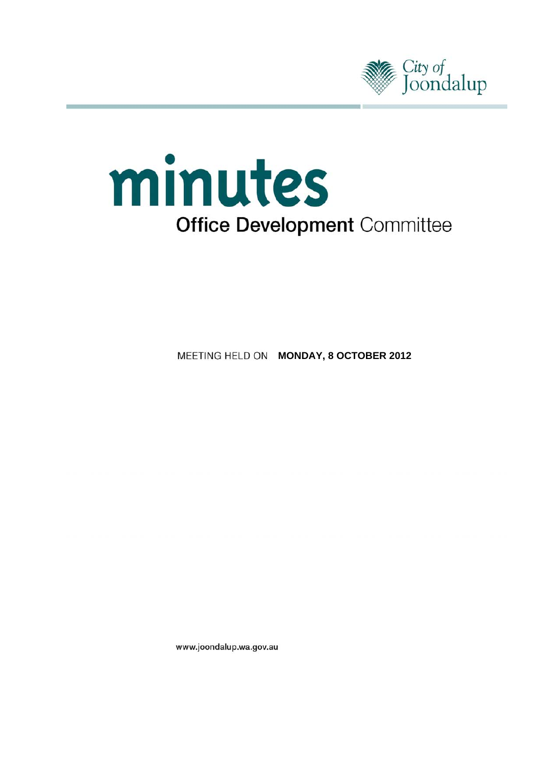City of Joondalup

# minutes

## **Office Development** Committee

MEETING HELD ON **MONDAY, 8 OCTOBER 2012**

www.joondalup.wa.gov.au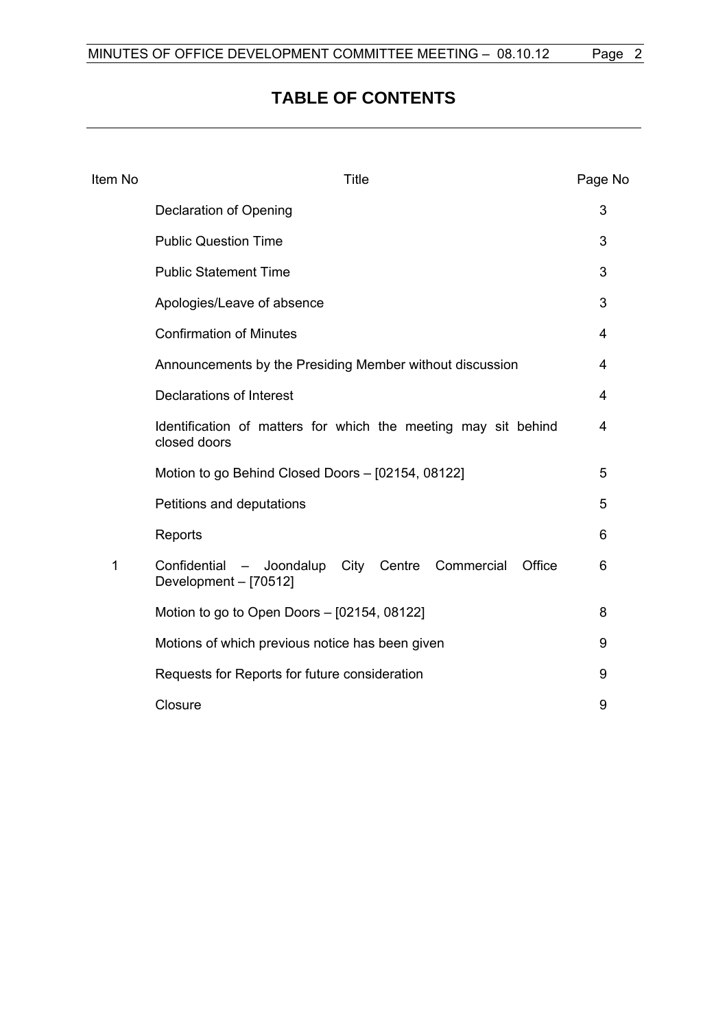# TABLE OF CONTENTS

| Item No | Title | Page No |
|---|---|---|
| | Declaration of Opening | 3 |
| | Public Question Time | 3 |
| | Public Statement Time | 3 |
| | Apologies/Leave of absence | 3 |
| | Confirmation of Minutes | 4 |
| | Announcements by the Presiding Member without discussion | 4 |
| | Declarations of Interest | 4 |
| | Identification of matters for which the meeting may sit behind closed doors | 4 |
| | Motion to go Behind Closed Doors – [02154, 08122] | 5 |
| | Petitions and deputations | 5 |
| | Reports | 6 |
| 1 | Confidential – Joondalup City Centre Commercial Office Development – [70512] | 6 |
| | Motion to go to Open Doors – [02154, 08122] | 8 |
| | Motions of which previous notice has been given | 9 |
| | Requests for Reports for future consideration | 9 |
| | Closure | 9 |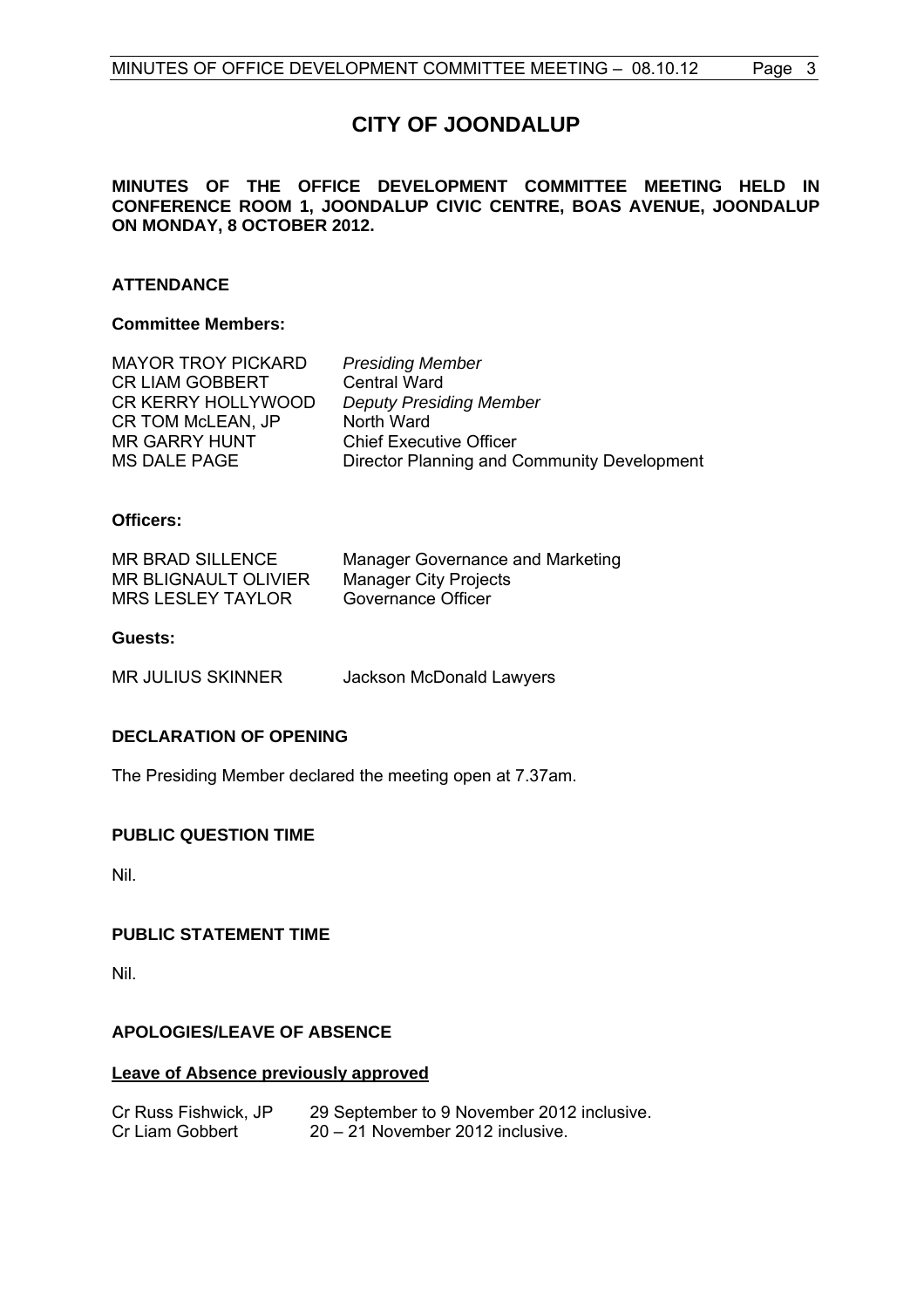# CITY OF JOONDALUP

**MINUTES OF THE OFFICE DEVELOPMENT COMMITTEE MEETING HELD IN CONFERENCE ROOM 1, JOONDALUP CIVIC CENTRE, BOAS AVENUE, JOONDALUP ON MONDAY, 8 OCTOBER 2012.**

## ATTENDANCE

### Committee Members:

| | |
|---|---|
| MAYOR TROY PICKARD | *Presiding Member* |
| CR LIAM GOBBERT | Central Ward |
| CR KERRY HOLLYWOOD | *Deputy Presiding Member* |
| CR TOM McLEAN, JP | North Ward |
| MR GARRY HUNT | Chief Executive Officer |
| MS DALE PAGE | Director Planning and Community Development |

### Officers:

| | |
|---|---|
| MR BRAD SILLENCE | Manager Governance and Marketing |
| MR BLIGNAULT OLIVIER | Manager City Projects |
| MRS LESLEY TAYLOR | Governance Officer |

### Guests:

| | |
|---|---|
| MR JULIUS SKINNER | Jackson McDonald Lawyers |

## DECLARATION OF OPENING

The Presiding Member declared the meeting open at 7.37am.

## PUBLIC QUESTION TIME

Nil.

## PUBLIC STATEMENT TIME

Nil.

## APOLOGIES/LEAVE OF ABSENCE

**Leave of Absence previously approved**

| | |
|---|---|
| Cr Russ Fishwick, JP | 29 September to 9 November 2012 inclusive. |
| Cr Liam Gobbert | 20 – 21 November 2012 inclusive. |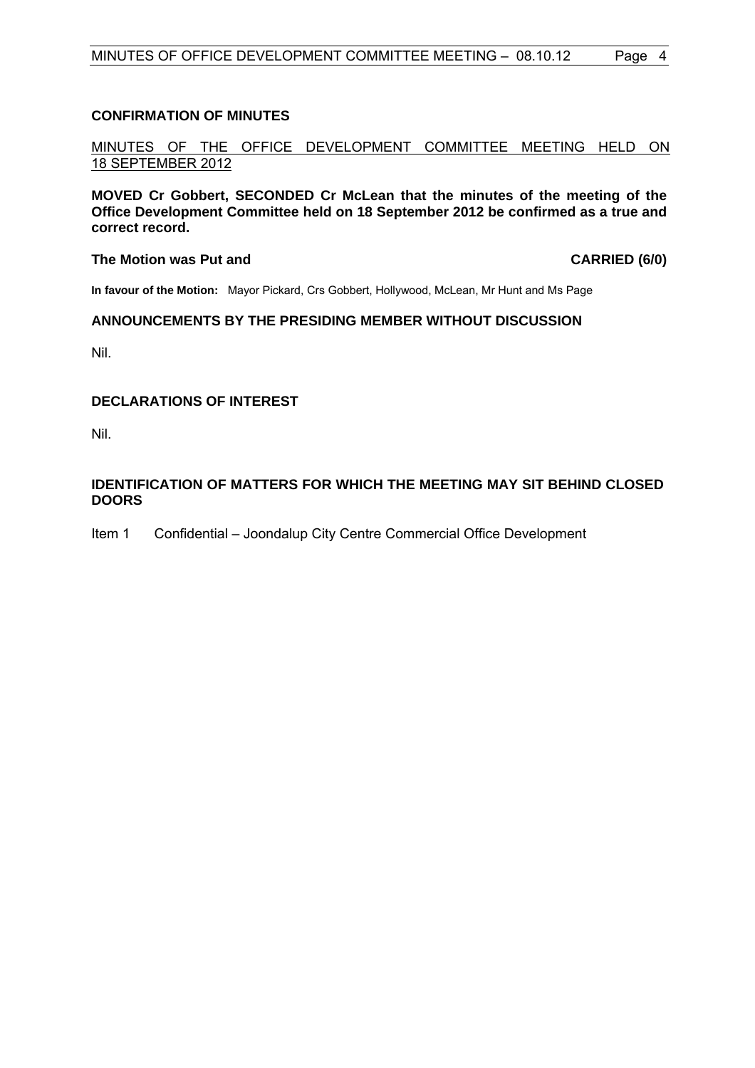## CONFIRMATION OF MINUTES

MINUTES OF THE OFFICE DEVELOPMENT COMMITTEE MEETING HELD ON 18 SEPTEMBER 2012

**MOVED Cr Gobbert, SECONDED Cr McLean that the minutes of the meeting of the Office Development Committee held on 18 September 2012 be confirmed as a true and correct record.**

**The Motion was Put and CARRIED (6/0)**

**In favour of the Motion:** Mayor Pickard, Crs Gobbert, Hollywood, McLean, Mr Hunt and Ms Page

## ANNOUNCEMENTS BY THE PRESIDING MEMBER WITHOUT DISCUSSION

Nil.

## DECLARATIONS OF INTEREST

Nil.

## IDENTIFICATION OF MATTERS FOR WHICH THE MEETING MAY SIT BEHIND CLOSED DOORS

Item 1 Confidential – Joondalup City Centre Commercial Office Development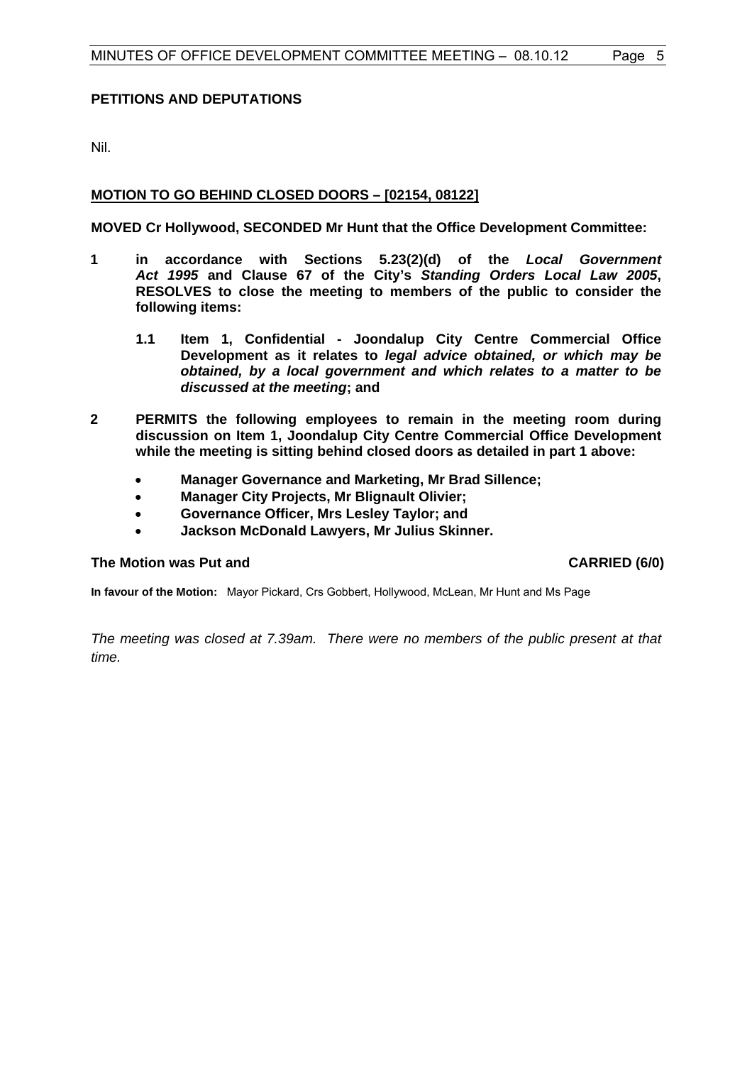## PETITIONS AND DEPUTATIONS

Nil.

## MOTION TO GO BEHIND CLOSED DOORS – [02154, 08122]

**MOVED Cr Hollywood, SECONDED Mr Hunt that the Office Development Committee:**

**1 in accordance with Sections 5.23(2)(d) of the *Local Government Act 1995* and Clause 67 of the City's *Standing Orders Local Law 2005*, RESOLVES to close the meeting to members of the public to consider the following items:**

**1.1 Item 1, Confidential - Joondalup City Centre Commercial Office Development as it relates to *legal advice obtained, or which may be obtained, by a local government and which relates to a matter to be discussed at the meeting*; and**

**2 PERMITS the following employees to remain in the meeting room during discussion on Item 1, Joondalup City Centre Commercial Office Development while the meeting is sitting behind closed doors as detailed in part 1 above:**

- **Manager Governance and Marketing, Mr Brad Sillence;**
- **Manager City Projects, Mr Blignault Olivier;**
- **Governance Officer, Mrs Lesley Taylor; and**
- **Jackson McDonald Lawyers, Mr Julius Skinner.**

**The Motion was Put and CARRIED (6/0)**

**In favour of the Motion:** Mayor Pickard, Crs Gobbert, Hollywood, McLean, Mr Hunt and Ms Page

*The meeting was closed at 7.39am. There were no members of the public present at that time.*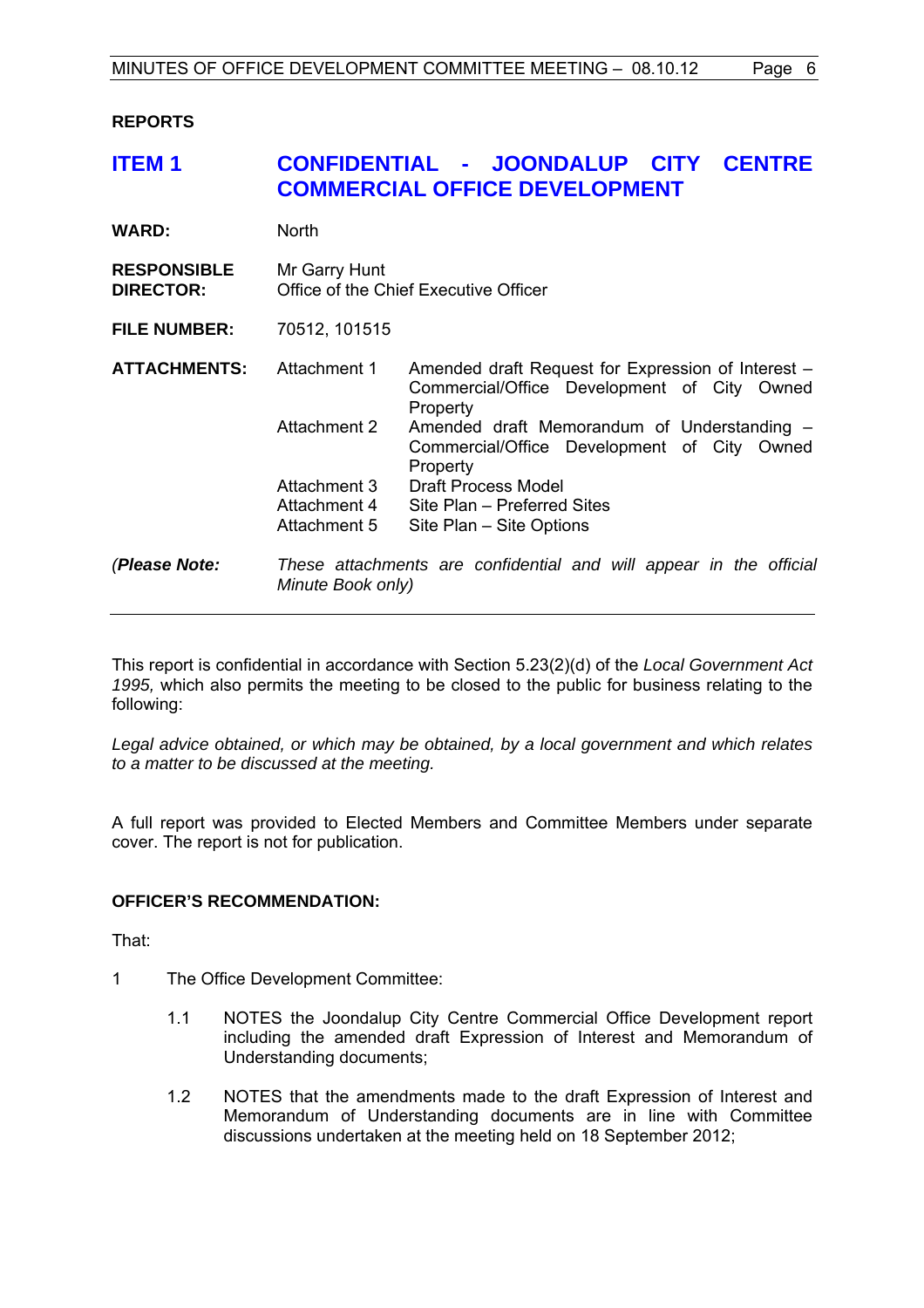**REPORTS**

## ITEM 1 CONFIDENTIAL - JOONDALUP CITY CENTRE COMMERCIAL OFFICE DEVELOPMENT

**WARD:** North

**RESPONSIBLE DIRECTOR:** Mr Garry Hunt
Office of the Chief Executive Officer

**FILE NUMBER:** 70512, 101515

**ATTACHMENTS:**

| | |
|---|---|
| Attachment 1 | Amended draft Request for Expression of Interest – Commercial/Office Development of City Owned Property |
| Attachment 2 | Amended draft Memorandum of Understanding – Commercial/Office Development of City Owned Property |
| Attachment 3 | Draft Process Model |
| Attachment 4 | Site Plan – Preferred Sites |
| Attachment 5 | Site Plan – Site Options |

*(**Please Note:** These attachments are confidential and will appear in the official Minute Book only)*

---

This report is confidential in accordance with Section 5.23(2)(d) of the *Local Government Act 1995,* which also permits the meeting to be closed to the public for business relating to the following:

*Legal advice obtained, or which may be obtained, by a local government and which relates to a matter to be discussed at the meeting.*

A full report was provided to Elected Members and Committee Members under separate cover. The report is not for publication.

**OFFICER'S RECOMMENDATION:**

That:

1 The Office Development Committee:

 1.1 NOTES the Joondalup City Centre Commercial Office Development report including the amended draft Expression of Interest and Memorandum of Understanding documents;

 1.2 NOTES that the amendments made to the draft Expression of Interest and Memorandum of Understanding documents are in line with Committee discussions undertaken at the meeting held on 18 September 2012;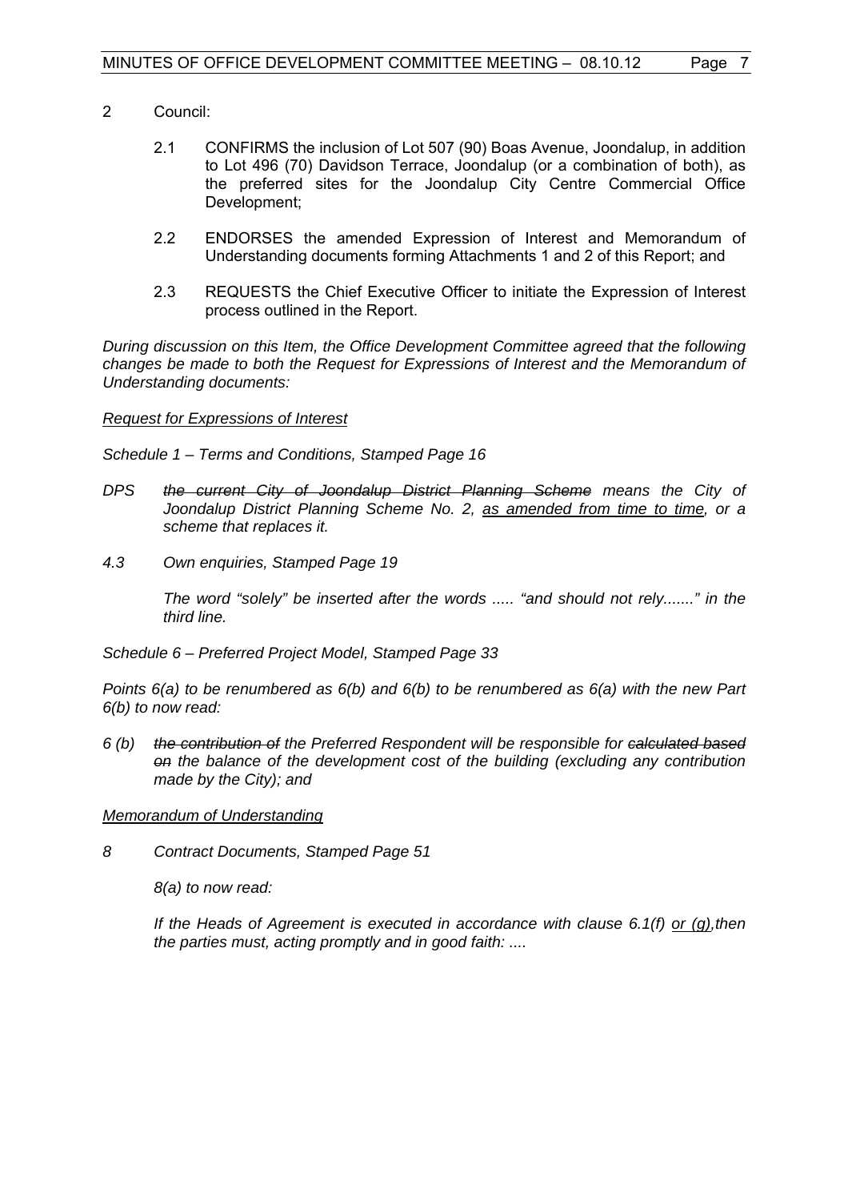2 Council:

   2.1 CONFIRMS the inclusion of Lot 507 (90) Boas Avenue, Joondalup, in addition to Lot 496 (70) Davidson Terrace, Joondalup (or a combination of both), as the preferred sites for the Joondalup City Centre Commercial Office Development;

   2.2 ENDORSES the amended Expression of Interest and Memorandum of Understanding documents forming Attachments 1 and 2 of this Report; and

   2.3 REQUESTS the Chief Executive Officer to initiate the Expression of Interest process outlined in the Report.

*During discussion on this Item, the Office Development Committee agreed that the following changes be made to both the Request for Expressions of Interest and the Memorandum of Understanding documents:*

*<u>Request for Expressions of Interest</u>*

*Schedule 1 – Terms and Conditions, Stamped Page 16*

*DPS ~~the current City of Joondalup District Planning Scheme~~ means the City of Joondalup District Planning Scheme No. 2, <u>as amended from time to time</u>, or a scheme that replaces it.*

*4.3 Own enquiries, Stamped Page 19*

*The word "solely" be inserted after the words ..... "and should not rely......." in the third line.*

*Schedule 6 – Preferred Project Model, Stamped Page 33*

*Points 6(a) to be renumbered as 6(b) and 6(b) to be renumbered as 6(a) with the new Part 6(b) to now read:*

*6 (b) ~~the contribution of~~ the Preferred Respondent will be responsible for ~~calculated based on~~ the balance of the development cost of the building (excluding any contribution made by the City); and*

*<u>Memorandum of Understanding</u>*

*8 Contract Documents, Stamped Page 51*

*8(a) to now read:*

*If the Heads of Agreement is executed in accordance with clause 6.1(f) <u>or (g)</u>,then the parties must, acting promptly and in good faith: ....*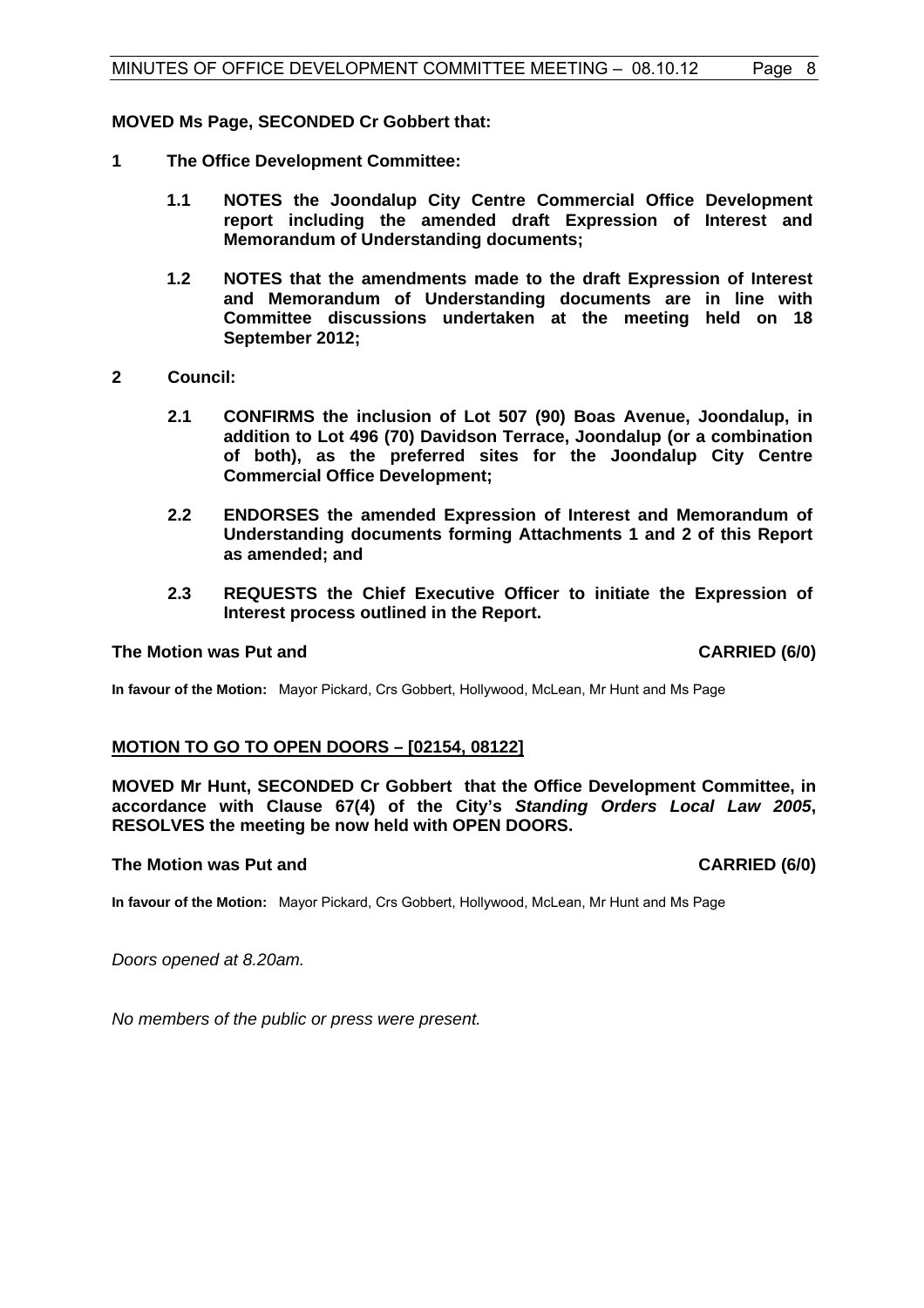**MOVED Ms Page, SECONDED Cr Gobbert that:**

**1 The Office Development Committee:**

**1.1 NOTES the Joondalup City Centre Commercial Office Development report including the amended draft Expression of Interest and Memorandum of Understanding documents;**

**1.2 NOTES that the amendments made to the draft Expression of Interest and Memorandum of Understanding documents are in line with Committee discussions undertaken at the meeting held on 18 September 2012;**

**2 Council:**

**2.1 CONFIRMS the inclusion of Lot 507 (90) Boas Avenue, Joondalup, in addition to Lot 496 (70) Davidson Terrace, Joondalup (or a combination of both), as the preferred sites for the Joondalup City Centre Commercial Office Development;**

**2.2 ENDORSES the amended Expression of Interest and Memorandum of Understanding documents forming Attachments 1 and 2 of this Report as amended; and**

**2.3 REQUESTS the Chief Executive Officer to initiate the Expression of Interest process outlined in the Report.**

**The Motion was Put and CARRIED (6/0)**

**In favour of the Motion:** Mayor Pickard, Crs Gobbert, Hollywood, McLean, Mr Hunt and Ms Page

## MOTION TO GO TO OPEN DOORS – [02154, 08122]

**MOVED Mr Hunt, SECONDED Cr Gobbert that the Office Development Committee, in accordance with Clause 67(4) of the City's *Standing Orders Local Law 2005*, RESOLVES the meeting be now held with OPEN DOORS.**

**The Motion was Put and CARRIED (6/0)**

**In favour of the Motion:** Mayor Pickard, Crs Gobbert, Hollywood, McLean, Mr Hunt and Ms Page

*Doors opened at 8.20am.*

*No members of the public or press were present.*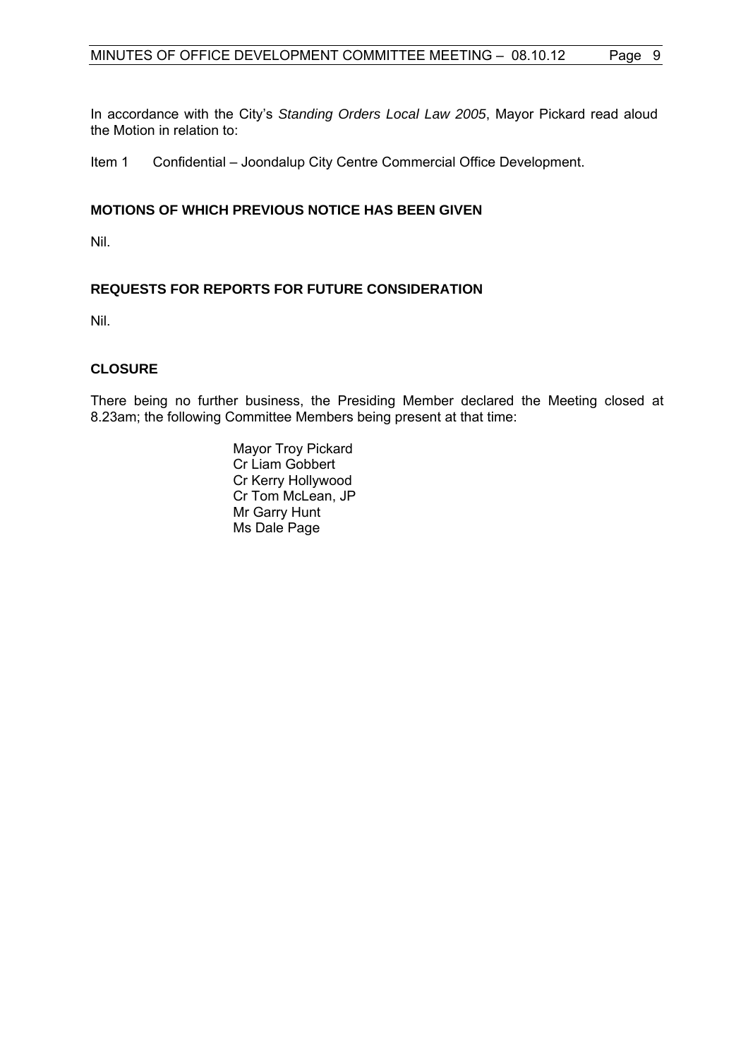In accordance with the City's *Standing Orders Local Law 2005*, Mayor Pickard read aloud the Motion in relation to:

Item 1 Confidential – Joondalup City Centre Commercial Office Development.

## MOTIONS OF WHICH PREVIOUS NOTICE HAS BEEN GIVEN

Nil.

## REQUESTS FOR REPORTS FOR FUTURE CONSIDERATION

Nil.

## CLOSURE

There being no further business, the Presiding Member declared the Meeting closed at 8.23am; the following Committee Members being present at that time:

Mayor Troy Pickard
Cr Liam Gobbert
Cr Kerry Hollywood
Cr Tom McLean, JP
Mr Garry Hunt
Ms Dale Page